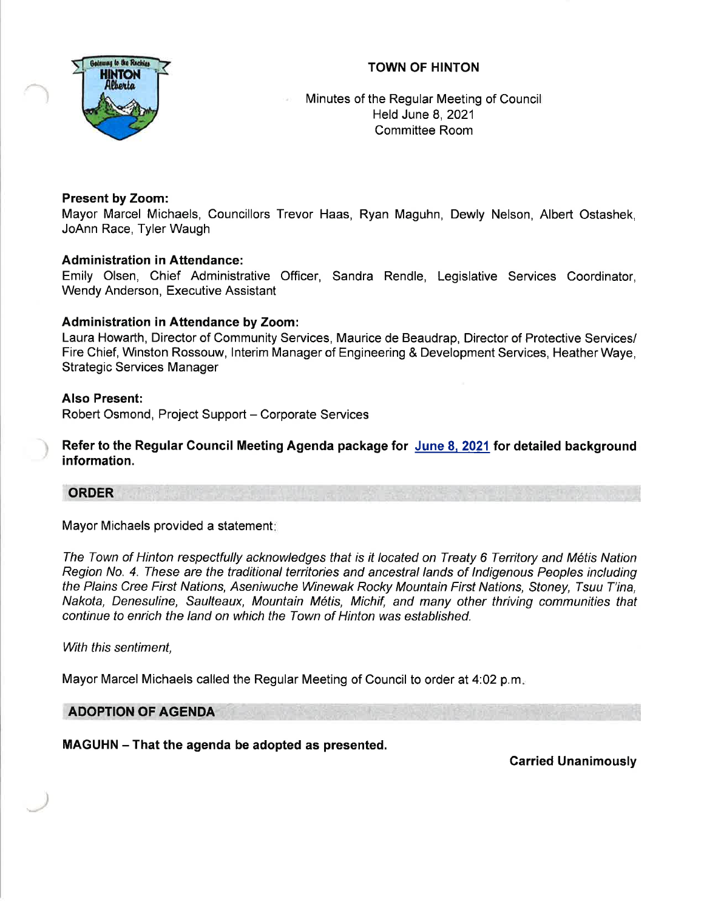# TOWN OF HINTON

Minutes of the Regular Meeting of Council
Held June 8, 2021
Committee Room

**Present by Zoom:**
Mayor Marcel Michaels, Councillors Trevor Haas, Ryan Maguhn, Dewly Nelson, Albert Ostashek, JoAnn Race, Tyler Waugh

**Administration in Attendance:**
Emily Olsen, Chief Administrative Officer, Sandra Rendle, Legislative Services Coordinator, Wendy Anderson, Executive Assistant

**Administration in Attendance by Zoom:**
Laura Howarth, Director of Community Services, Maurice de Beaudrap, Director of Protective Services/ Fire Chief, Winston Rossouw, Interim Manager of Engineering & Development Services, Heather Waye, Strategic Services Manager

**Also Present:**
Robert Osmond, Project Support – Corporate Services

**Refer to the Regular Council Meeting Agenda package for June 8, 2021 for detailed background information.**

## ORDER

Mayor Michaels provided a statement:

*The Town of Hinton respectfully acknowledges that is it located on Treaty 6 Territory and Métis Nation Region No. 4. These are the traditional territories and ancestral lands of Indigenous Peoples including the Plains Cree First Nations, Aseniwuche Winewak Rocky Mountain First Nations, Stoney, Tsuu T'ina, Nakota, Denesuline, Saulteaux, Mountain Métis, Michif, and many other thriving communities that continue to enrich the land on which the Town of Hinton was established.*

*With this sentiment,*

Mayor Marcel Michaels called the Regular Meeting of Council to order at 4:02 p.m.

## ADOPTION OF AGENDA

**MAGUHN – That the agenda be adopted as presented.**

**Carried Unanimously**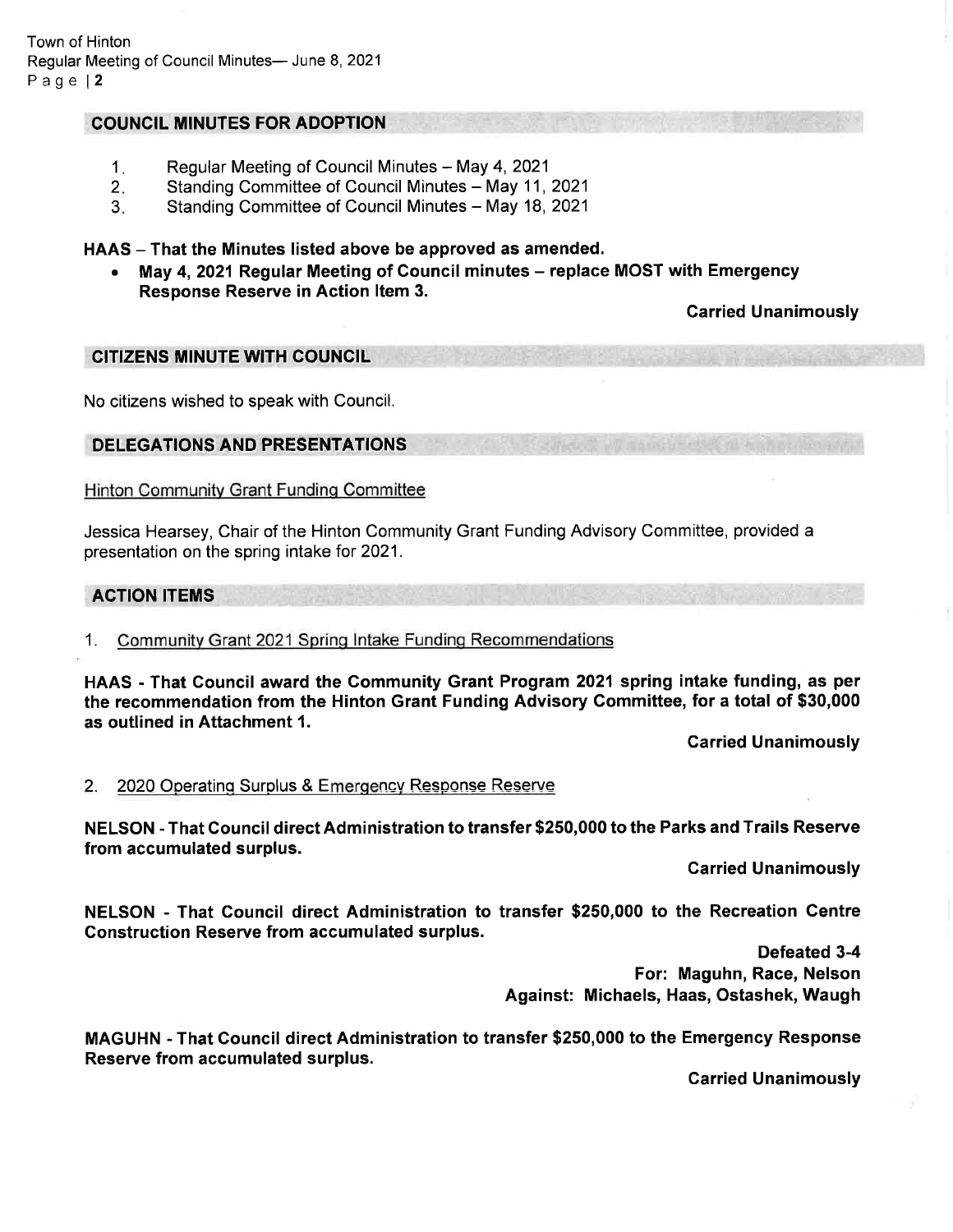## COUNCIL MINUTES FOR ADOPTION

1. Regular Meeting of Council Minutes – May 4, 2021
2. Standing Committee of Council Minutes – May 11, 2021
3. Standing Committee of Council Minutes – May 18, 2021

**HAAS – That the Minutes listed above be approved as amended.**

- **May 4, 2021 Regular Meeting of Council minutes – replace MOST with Emergency Response Reserve in Action Item 3.**

**Carried Unanimously**

## CITIZENS MINUTE WITH COUNCIL

No citizens wished to speak with Council.

## DELEGATIONS AND PRESENTATIONS

Hinton Community Grant Funding Committee

Jessica Hearsey, Chair of the Hinton Community Grant Funding Advisory Committee, provided a presentation on the spring intake for 2021.

## ACTION ITEMS

1. Community Grant 2021 Spring Intake Funding Recommendations

**HAAS - That Council award the Community Grant Program 2021 spring intake funding, as per the recommendation from the Hinton Grant Funding Advisory Committee, for a total of $30,000 as outlined in Attachment 1.**

**Carried Unanimously**

2. 2020 Operating Surplus & Emergency Response Reserve

**NELSON - That Council direct Administration to transfer $250,000 to the Parks and Trails Reserve from accumulated surplus.**

**Carried Unanimously**

**NELSON - That Council direct Administration to transfer $250,000 to the Recreation Centre Construction Reserve from accumulated surplus.**

**Defeated 3-4**
**For: Maguhn, Race, Nelson**
**Against: Michaels, Haas, Ostashek, Waugh**

**MAGUHN - That Council direct Administration to transfer $250,000 to the Emergency Response Reserve from accumulated surplus.**

**Carried Unanimously**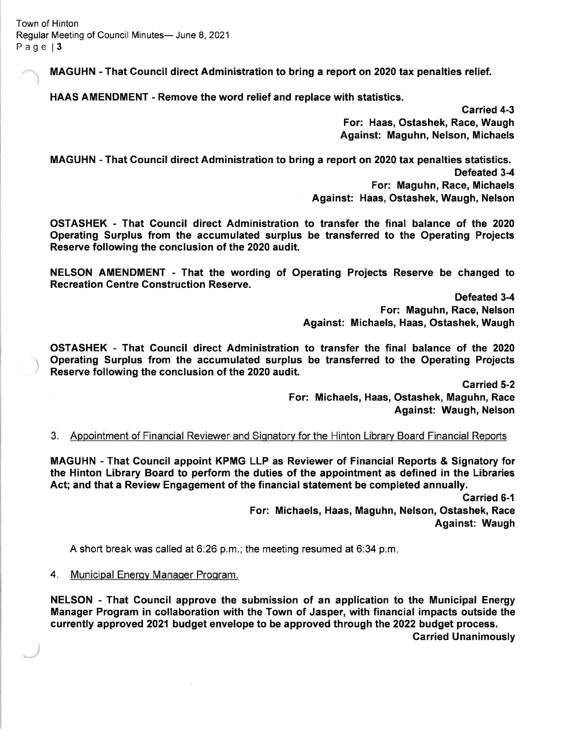**MAGUHN - That Council direct Administration to bring a report on 2020 tax penalties relief.**

**HAAS AMENDMENT - Remove the word relief and replace with statistics.**

**Carried 4-3**
**For: Haas, Ostashek, Race, Waugh**
**Against: Maguhn, Nelson, Michaels**

**MAGUHN - That Council direct Administration to bring a report on 2020 tax penalties statistics.**

**Defeated 3-4**
**For: Maguhn, Race, Michaels**
**Against: Haas, Ostashek, Waugh, Nelson**

**OSTASHEK - That Council direct Administration to transfer the final balance of the 2020 Operating Surplus from the accumulated surplus be transferred to the Operating Projects Reserve following the conclusion of the 2020 audit.**

**NELSON AMENDMENT - That the wording of Operating Projects Reserve be changed to Recreation Centre Construction Reserve.**

**Defeated 3-4**
**For: Maguhn, Race, Nelson**
**Against: Michaels, Haas, Ostashek, Waugh**

**OSTASHEK - That Council direct Administration to transfer the final balance of the 2020 Operating Surplus from the accumulated surplus be transferred to the Operating Projects Reserve following the conclusion of the 2020 audit.**

**Carried 5-2**
**For: Michaels, Haas, Ostashek, Maguhn, Race**
**Against: Waugh, Nelson**

3. Appointment of Financial Reviewer and Signatory for the Hinton Library Board Financial Reports

**MAGUHN - That Council appoint KPMG LLP as Reviewer of Financial Reports & Signatory for the Hinton Library Board to perform the duties of the appointment as defined in the Libraries Act; and that a Review Engagement of the financial statement be completed annually.**

**Carried 6-1**
**For: Michaels, Haas, Maguhn, Nelson, Ostashek, Race**
**Against: Waugh**

A short break was called at 6:26 p.m.; the meeting resumed at 6:34 p.m.

4. Municipal Energy Manager Program.

**NELSON - That Council approve the submission of an application to the Municipal Energy Manager Program in collaboration with the Town of Jasper, with financial impacts outside the currently approved 2021 budget envelope to be approved through the 2022 budget process.**

**Carried Unanimously**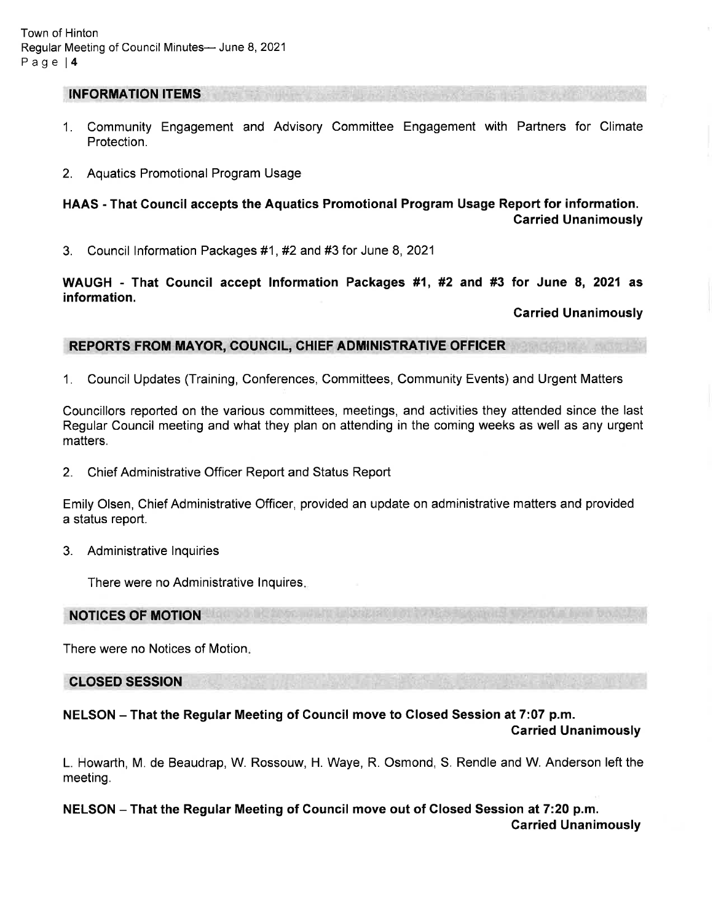## INFORMATION ITEMS

1. Community Engagement and Advisory Committee Engagement with Partners for Climate Protection.

2. Aquatics Promotional Program Usage

**HAAS - That Council accepts the Aquatics Promotional Program Usage Report for information.**
**Carried Unanimously**

3. Council Information Packages #1, #2 and #3 for June 8, 2021

**WAUGH - That Council accept Information Packages #1, #2 and #3 for June 8, 2021 as information.**
**Carried Unanimously**

## REPORTS FROM MAYOR, COUNCIL, CHIEF ADMINISTRATIVE OFFICER

1. Council Updates (Training, Conferences, Committees, Community Events) and Urgent Matters

Councillors reported on the various committees, meetings, and activities they attended since the last Regular Council meeting and what they plan on attending in the coming weeks as well as any urgent matters.

2. Chief Administrative Officer Report and Status Report

Emily Olsen, Chief Administrative Officer, provided an update on administrative matters and provided a status report.

3. Administrative Inquiries

   There were no Administrative Inquires.

## NOTICES OF MOTION

There were no Notices of Motion.

## CLOSED SESSION

**NELSON – That the Regular Meeting of Council move to Closed Session at 7:07 p.m.**
**Carried Unanimously**

L. Howarth, M. de Beaudrap, W. Rossouw, H. Waye, R. Osmond, S. Rendle and W. Anderson left the meeting.

**NELSON – That the Regular Meeting of Council move out of Closed Session at 7:20 p.m.**
**Carried Unanimously**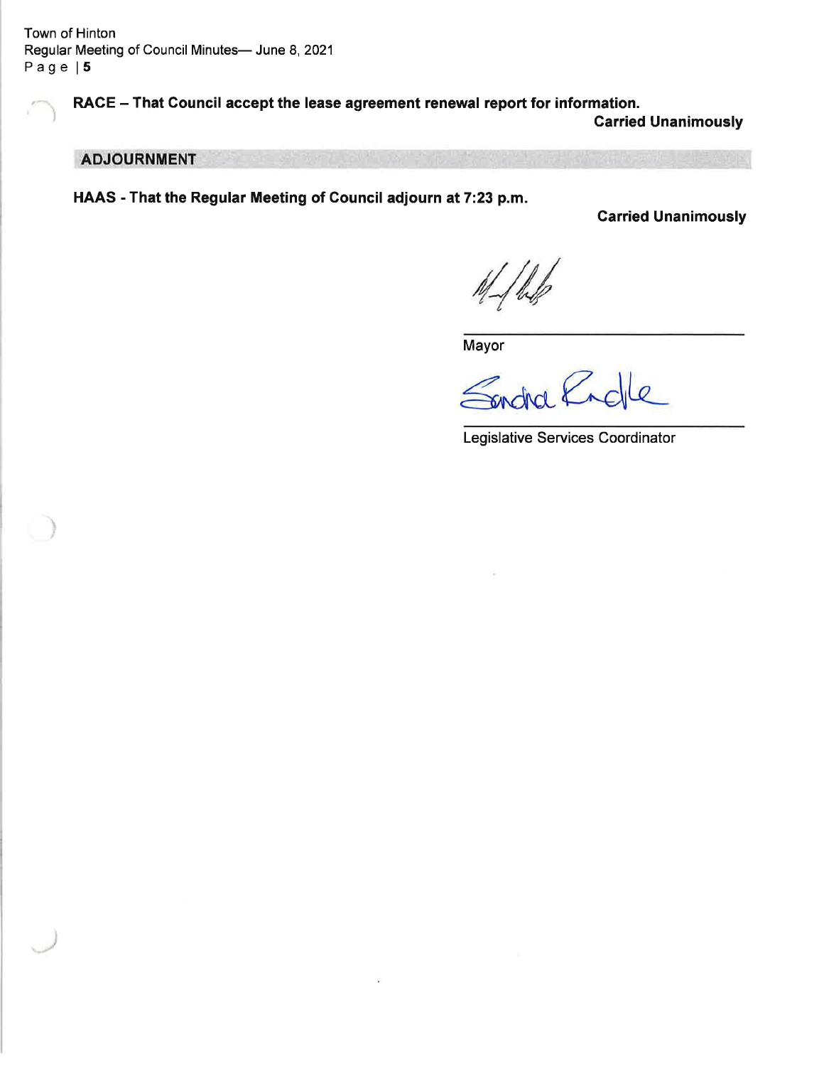**RACE – That Council accept the lease agreement renewal report for information.**

**Carried Unanimously**

## ADJOURNMENT

**HAAS - That the Regular Meeting of Council adjourn at 7:23 p.m.**

**Carried Unanimously**

Mayor

Legislative Services Coordinator